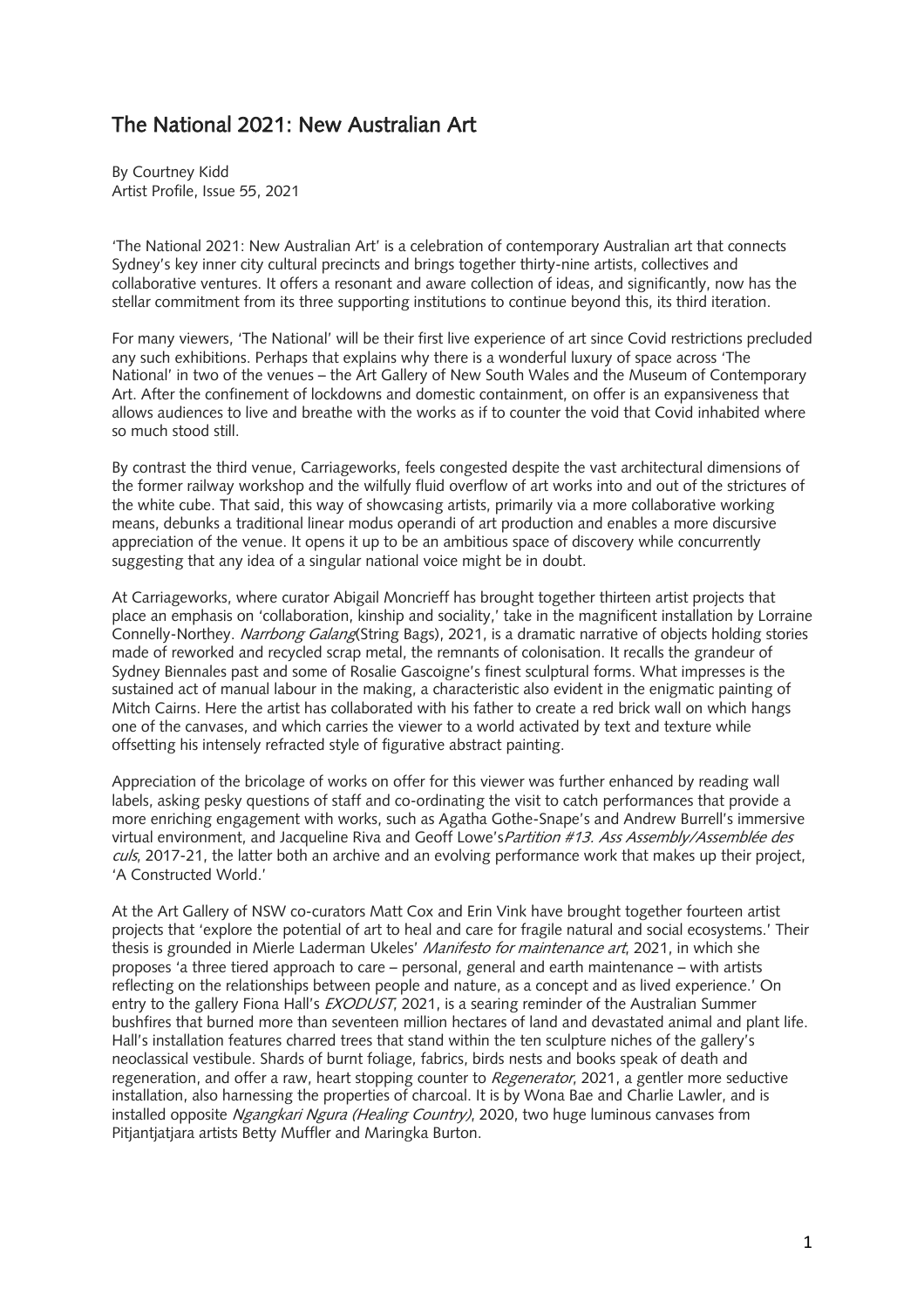# The National 2021: New Australian Art

By Courtney Kidd
Artist Profile, Issue 55, 2021

'The National 2021: New Australian Art' is a celebration of contemporary Australian art that connects Sydney's key inner city cultural precincts and brings together thirty-nine artists, collectives and collaborative ventures. It offers a resonant and aware collection of ideas, and significantly, now has the stellar commitment from its three supporting institutions to continue beyond this, its third iteration.

For many viewers, 'The National' will be their first live experience of art since Covid restrictions precluded any such exhibitions. Perhaps that explains why there is a wonderful luxury of space across 'The National' in two of the venues – the Art Gallery of New South Wales and the Museum of Contemporary Art. After the confinement of lockdowns and domestic containment, on offer is an expansiveness that allows audiences to live and breathe with the works as if to counter the void that Covid inhabited where so much stood still.

By contrast the third venue, Carriageworks, feels congested despite the vast architectural dimensions of the former railway workshop and the wilfully fluid overflow of art works into and out of the strictures of the white cube. That said, this way of showcasing artists, primarily via a more collaborative working means, debunks a traditional linear modus operandi of art production and enables a more discursive appreciation of the venue. It opens it up to be an ambitious space of discovery while concurrently suggesting that any idea of a singular national voice might be in doubt.

At Carriageworks, where curator Abigail Moncrieff has brought together thirteen artist projects that place an emphasis on 'collaboration, kinship and sociality,' take in the magnificent installation by Lorraine Connelly-Northey. *Narrbong Galang*(String Bags), 2021, is a dramatic narrative of objects holding stories made of reworked and recycled scrap metal, the remnants of colonisation. It recalls the grandeur of Sydney Biennales past and some of Rosalie Gascoigne's finest sculptural forms. What impresses is the sustained act of manual labour in the making, a characteristic also evident in the enigmatic painting of Mitch Cairns. Here the artist has collaborated with his father to create a red brick wall on which hangs one of the canvases, and which carries the viewer to a world activated by text and texture while offsetting his intensely refracted style of figurative abstract painting.

Appreciation of the bricolage of works on offer for this viewer was further enhanced by reading wall labels, asking pesky questions of staff and co-ordinating the visit to catch performances that provide a more enriching engagement with works, such as Agatha Gothe-Snape's and Andrew Burrell's immersive virtual environment, and Jacqueline Riva and Geoff Lowe's*Partition #13. Ass Assembly/Assemblée des culs*, 2017-21, the latter both an archive and an evolving performance work that makes up their project, 'A Constructed World.'

At the Art Gallery of NSW co-curators Matt Cox and Erin Vink have brought together fourteen artist projects that 'explore the potential of art to heal and care for fragile natural and social ecosystems.' Their thesis is grounded in Mierle Laderman Ukeles' *Manifesto for maintenance art*, 2021, in which she proposes 'a three tiered approach to care – personal, general and earth maintenance – with artists reflecting on the relationships between people and nature, as a concept and as lived experience.' On entry to the gallery Fiona Hall's *EXODUST*, 2021, is a searing reminder of the Australian Summer bushfires that burned more than seventeen million hectares of land and devastated animal and plant life. Hall's installation features charred trees that stand within the ten sculpture niches of the gallery's neoclassical vestibule. Shards of burnt foliage, fabrics, birds nests and books speak of death and regeneration, and offer a raw, heart stopping counter to *Regenerator*, 2021, a gentler more seductive installation, also harnessing the properties of charcoal. It is by Wona Bae and Charlie Lawler, and is installed opposite *Ngangkari Ngura (Healing Country)*, 2020, two huge luminous canvases from Pitjantjatjara artists Betty Muffler and Maringka Burton.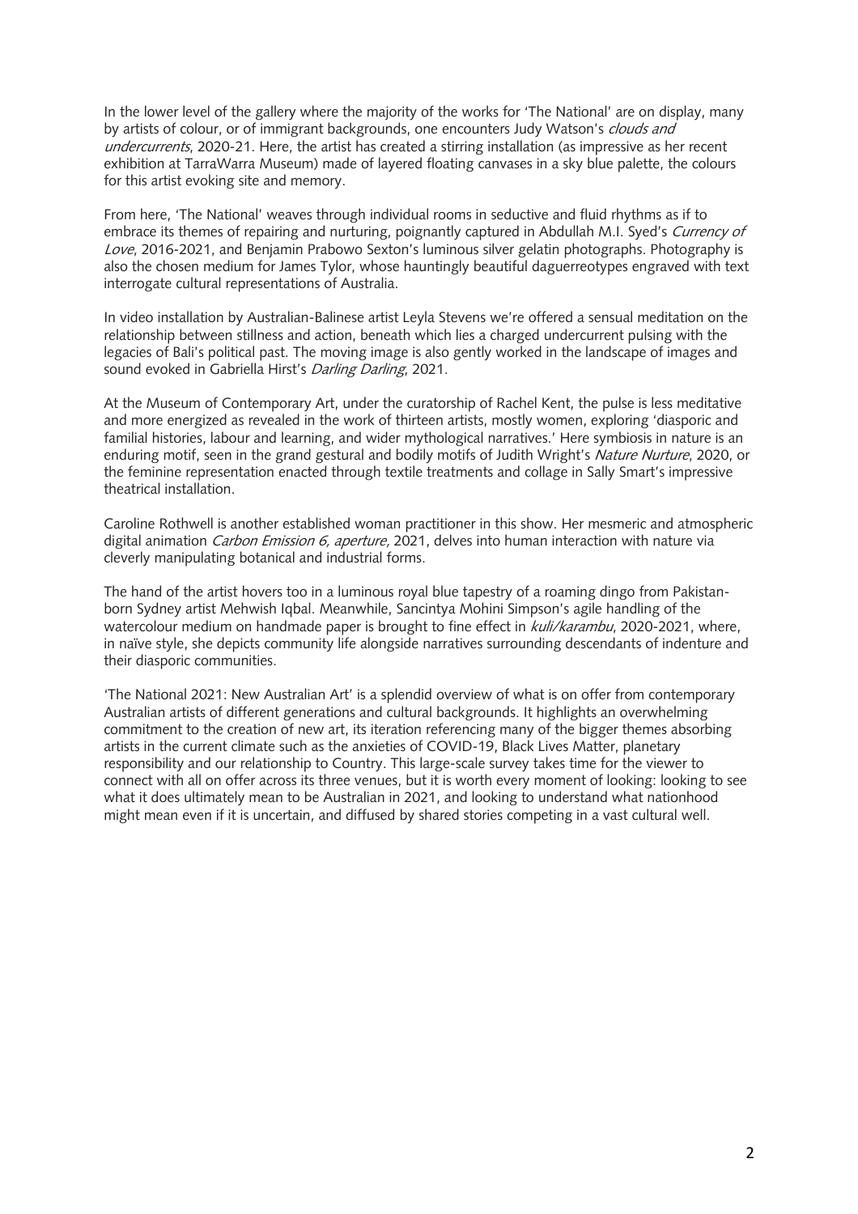In the lower level of the gallery where the majority of the works for 'The National' are on display, many by artists of colour, or of immigrant backgrounds, one encounters Judy Watson's *clouds and undercurrents*, 2020-21. Here, the artist has created a stirring installation (as impressive as her recent exhibition at TarraWarra Museum) made of layered floating canvases in a sky blue palette, the colours for this artist evoking site and memory.

From here, 'The National' weaves through individual rooms in seductive and fluid rhythms as if to embrace its themes of repairing and nurturing, poignantly captured in Abdullah M.I. Syed's *Currency of Love*, 2016-2021, and Benjamin Prabowo Sexton's luminous silver gelatin photographs. Photography is also the chosen medium for James Tylor, whose hauntingly beautiful daguerreotypes engraved with text interrogate cultural representations of Australia.

In video installation by Australian-Balinese artist Leyla Stevens we're offered a sensual meditation on the relationship between stillness and action, beneath which lies a charged undercurrent pulsing with the legacies of Bali's political past. The moving image is also gently worked in the landscape of images and sound evoked in Gabriella Hirst's *Darling Darling*, 2021.

At the Museum of Contemporary Art, under the curatorship of Rachel Kent, the pulse is less meditative and more energized as revealed in the work of thirteen artists, mostly women, exploring 'diasporic and familial histories, labour and learning, and wider mythological narratives.' Here symbiosis in nature is an enduring motif, seen in the grand gestural and bodily motifs of Judith Wright's *Nature Nurture*, 2020, or the feminine representation enacted through textile treatments and collage in Sally Smart's impressive theatrical installation.

Caroline Rothwell is another established woman practitioner in this show. Her mesmeric and atmospheric digital animation *Carbon Emission 6, aperture,* 2021, delves into human interaction with nature via cleverly manipulating botanical and industrial forms.

The hand of the artist hovers too in a luminous royal blue tapestry of a roaming dingo from Pakistan-born Sydney artist Mehwish Iqbal. Meanwhile, Sancintya Mohini Simpson's agile handling of the watercolour medium on handmade paper is brought to fine effect in *kuli/karambu*, 2020-2021, where, in naïve style, she depicts community life alongside narratives surrounding descendants of indenture and their diasporic communities.

'The National 2021: New Australian Art' is a splendid overview of what is on offer from contemporary Australian artists of different generations and cultural backgrounds. It highlights an overwhelming commitment to the creation of new art, its iteration referencing many of the bigger themes absorbing artists in the current climate such as the anxieties of COVID-19, Black Lives Matter, planetary responsibility and our relationship to Country. This large-scale survey takes time for the viewer to connect with all on offer across its three venues, but it is worth every moment of looking: looking to see what it does ultimately mean to be Australian in 2021, and looking to understand what nationhood might mean even if it is uncertain, and diffused by shared stories competing in a vast cultural well.